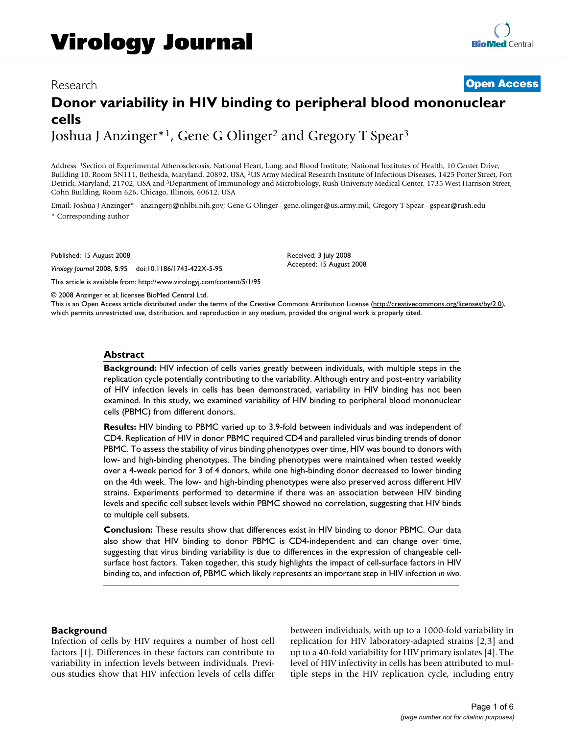# Virology Journal

Research | **Open Access**

## Donor variability in HIV binding to peripheral blood mononuclear cells

Joshua J Anzinger*[1], Gene G Olinger[2] and Gregory T Spear[3]

Address: [1]Section of Experimental Atherosclerosis, National Heart, Lung, and Blood Institute, National Institutes of Health, 10 Center Drive, Building 10, Room 5N111, Bethesda, Maryland, 20892, USA, [2]US Army Medical Research Institute of Infectious Diseases, 1425 Porter Street, Fort Detrick, Maryland, 21702, USA and [3]Department of Immunology and Microbiology, Rush University Medical Center, 1735 West Harrison Street, Cohn Building, Room 626, Chicago, Illinois, 60612, USA

Email: Joshua J Anzinger* - anzingerjj@nhlbi.nih.gov; Gene G Olinger - gene.olinger@us.army.mil; Gregory T Spear - gspear@rush.edu

\* Corresponding author

Published: 15 August 2008

*Virology Journal* 2008, **5**:95 doi:10.1186/1743-422X-5-95

Received: 3 July 2008
Accepted: 15 August 2008

This article is available from: http://www.virologyj.com/content/5/1/95

© 2008 Anzinger et al; licensee BioMed Central Ltd.
This is an Open Access article distributed under the terms of the Creative Commons Attribution License (http://creativecommons.org/licenses/by/2.0), which permits unrestricted use, distribution, and reproduction in any medium, provided the original work is properly cited.

### Abstract

**Background:** HIV infection of cells varies greatly between individuals, with multiple steps in the replication cycle potentially contributing to the variability. Although entry and post-entry variability of HIV infection levels in cells has been demonstrated, variability in HIV binding has not been examined. In this study, we examined variability of HIV binding to peripheral blood mononuclear cells (PBMC) from different donors.

**Results:** HIV binding to PBMC varied up to 3.9-fold between individuals and was independent of CD4. Replication of HIV in donor PBMC required CD4 and paralleled virus binding trends of donor PBMC. To assess the stability of virus binding phenotypes over time, HIV was bound to donors with low- and high-binding phenotypes. The binding phenotypes were maintained when tested weekly over a 4-week period for 3 of 4 donors, while one high-binding donor decreased to lower binding on the 4th week. The low- and high-binding phenotypes were also preserved across different HIV strains. Experiments performed to determine if there was an association between HIV binding levels and specific cell subset levels within PBMC showed no correlation, suggesting that HIV binds to multiple cell subsets.

**Conclusion:** These results show that differences exist in HIV binding to donor PBMC. Our data also show that HIV binding to donor PBMC is CD4-independent and can change over time, suggesting that virus binding variability is due to differences in the expression of changeable cell-surface host factors. Taken together, this study highlights the impact of cell-surface factors in HIV binding to, and infection of, PBMC which likely represents an important step in HIV infection *in vivo*.

### Background

Infection of cells by HIV requires a number of host cell factors [1]. Differences in these factors can contribute to variability in infection levels between individuals. Previous studies show that HIV infection levels of cells differ between individuals, with up to a 1000-fold variability in replication for HIV laboratory-adapted strains [2,3] and up to a 40-fold variability for HIV primary isolates [4]. The level of HIV infectivity in cells has been attributed to multiple steps in the HIV replication cycle, including entry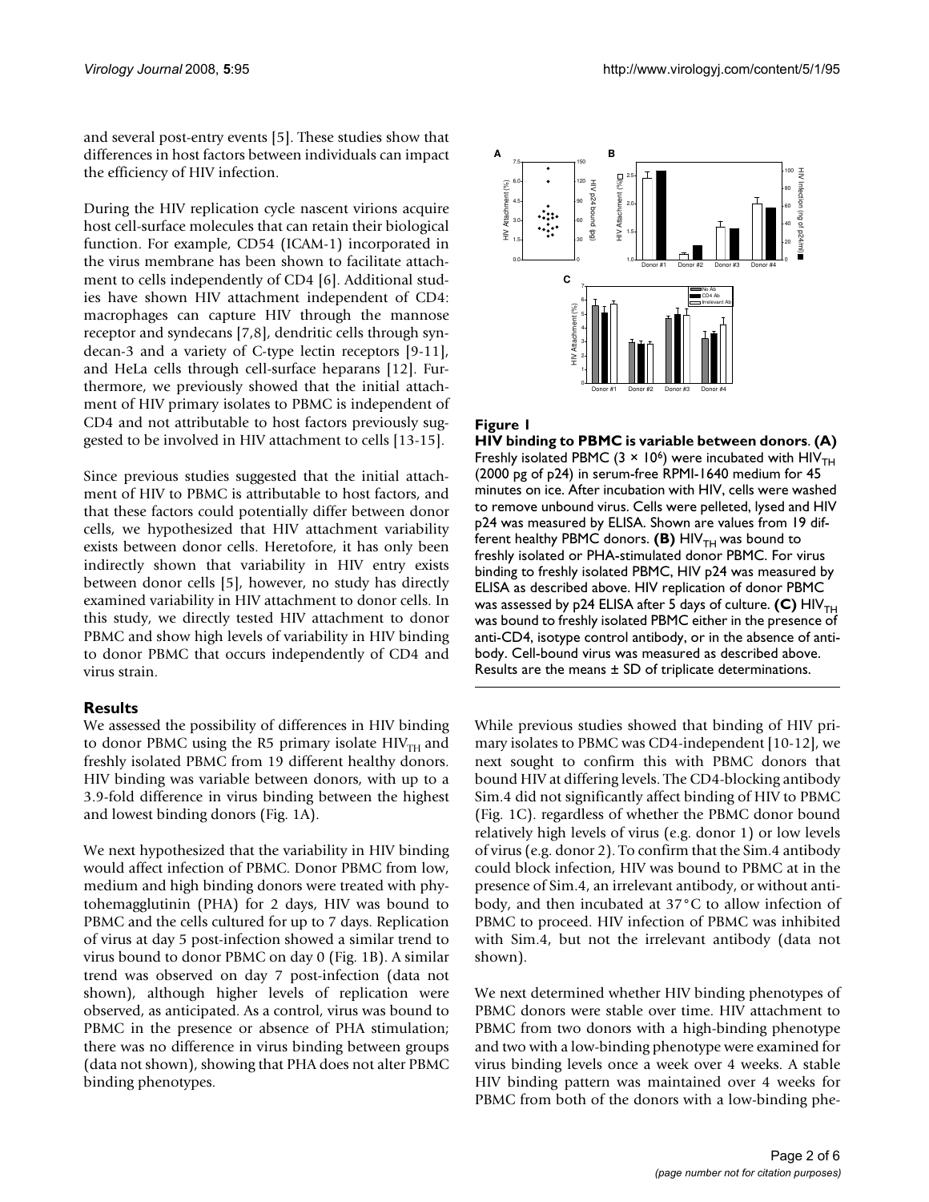and several post-entry events [5]. These studies show that differences in host factors between individuals can impact the efficiency of HIV infection.

During the HIV replication cycle nascent virions acquire host cell-surface molecules that can retain their biological function. For example, CD54 (ICAM-1) incorporated in the virus membrane has been shown to facilitate attachment to cells independently of CD4 [6]. Additional studies have shown HIV attachment independent of CD4: macrophages can capture HIV through the mannose receptor and syndecans [7,8], dendritic cells through syndecan-3 and a variety of C-type lectin receptors [9-11], and HeLa cells through cell-surface heparans [12]. Furthermore, we previously showed that the initial attachment of HIV primary isolates to PBMC is independent of CD4 and not attributable to host factors previously suggested to be involved in HIV attachment to cells [13-15].

Since previous studies suggested that the initial attachment of HIV to PBMC is attributable to host factors, and that these factors could potentially differ between donor cells, we hypothesized that HIV attachment variability exists between donor cells. Heretofore, it has only been indirectly shown that variability in HIV entry exists between donor cells [5], however, no study has directly examined variability in HIV attachment to donor cells. In this study, we directly tested HIV attachment to donor PBMC and show high levels of variability in HIV binding to donor PBMC that occurs independently of CD4 and virus strain.

## Results

We assessed the possibility of differences in HIV binding to donor PBMC using the R5 primary isolate $HIV_{TH}$ and freshly isolated PBMC from 19 different healthy donors. HIV binding was variable between donors, with up to a 3.9-fold difference in virus binding between the highest and lowest binding donors (Fig. 1A).

We next hypothesized that the variability in HIV binding would affect infection of PBMC. Donor PBMC from low, medium and high binding donors were treated with phytohemagglutinin (PHA) for 2 days, HIV was bound to PBMC and the cells cultured for up to 7 days. Replication of virus at day 5 post-infection showed a similar trend to virus bound to donor PBMC on day 0 (Fig. 1B). A similar trend was observed on day 7 post-infection (data not shown), although higher levels of replication were observed, as anticipated. As a control, virus was bound to PBMC in the presence or absence of PHA stimulation; there was no difference in virus binding between groups (data not shown), showing that PHA does not alter PBMC binding phenotypes.

**Figure 1**

**HIV binding to PBMC is variable between donors. (A)** Freshly isolated PBMC ($3 \times 10^6$) were incubated with $HIV_{TH}$ (2000 pg of p24) in serum-free RPMI-1640 medium for 45 minutes on ice. After incubation with HIV, cells were washed to remove unbound virus. Cells were pelleted, lysed and HIV p24 was measured by ELISA. Shown are values from 19 different healthy PBMC donors. **(B)** $HIV_{TH}$ was bound to freshly isolated or PHA-stimulated donor PBMC. For virus binding to freshly isolated PBMC, HIV p24 was measured by ELISA as described above. HIV replication of donor PBMC was assessed by p24 ELISA after 5 days of culture. **(C)** $HIV_{TH}$ was bound to freshly isolated PBMC either in the presence of anti-CD4, isotype control antibody, or in the absence of antibody. Cell-bound virus was measured as described above. Results are the means ± SD of triplicate determinations.

While previous studies showed that binding of HIV primary isolates to PBMC was CD4-independent [10-12], we next sought to confirm this with PBMC donors that bound HIV at differing levels. The CD4-blocking antibody Sim.4 did not significantly affect binding of HIV to PBMC (Fig. 1C). regardless of whether the PBMC donor bound relatively high levels of virus (e.g. donor 1) or low levels of virus (e.g. donor 2). To confirm that the Sim.4 antibody could block infection, HIV was bound to PBMC at in the presence of Sim.4, an irrelevant antibody, or without antibody, and then incubated at 37°C to allow infection of PBMC to proceed. HIV infection of PBMC was inhibited with Sim.4, but not the irrelevant antibody (data not shown).

We next determined whether HIV binding phenotypes of PBMC donors were stable over time. HIV attachment to PBMC from two donors with a high-binding phenotype and two with a low-binding phenotype were examined for virus binding levels once a week over 4 weeks. A stable HIV binding pattern was maintained over 4 weeks for PBMC from both of the donors with a low-binding phe-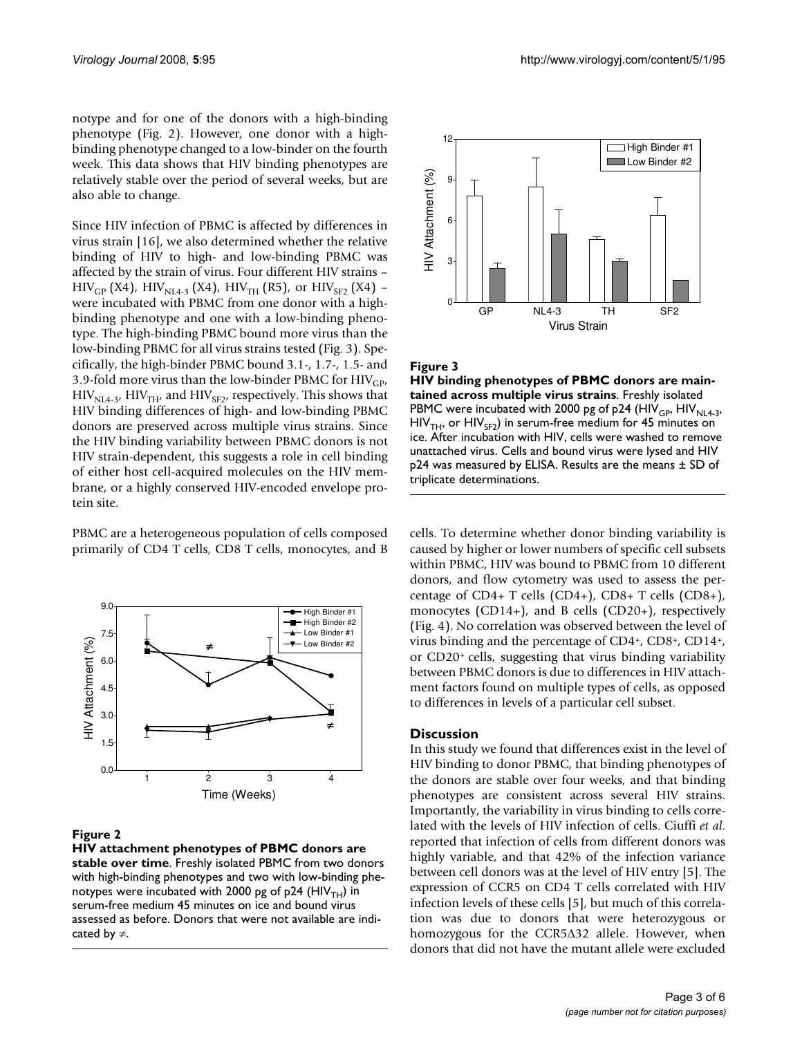notype and for one of the donors with a high-binding phenotype (Fig. 2). However, one donor with a high-binding phenotype changed to a low-binder on the fourth week. This data shows that HIV binding phenotypes are relatively stable over the period of several weeks, but are also able to change.

Since HIV infection of PBMC is affected by differences in virus strain [16], we also determined whether the relative binding of HIV to high- and low-binding PBMC was affected by the strain of virus. Four different HIV strains – $HIV_{GP}$ (X4), $HIV_{NL4-3}$ (X4), $HIV_{TH}$ (R5), or $HIV_{SF2}$ (X4) – were incubated with PBMC from one donor with a high-binding phenotype and one with a low-binding phenotype. The high-binding PBMC bound more virus than the low-binding PBMC for all virus strains tested (Fig. 3). Specifically, the high-binder PBMC bound 3.1-, 1.7-, 1.5- and 3.9-fold more virus than the low-binder PBMC for $HIV_{GP}$, $HIV_{NL4-3}$, $HIV_{TH}$, and $HIV_{SF2}$, respectively. This shows that HIV binding differences of high- and low-binding PBMC donors are preserved across multiple virus strains. Since the HIV binding variability between PBMC donors is not HIV strain-dependent, this suggests a role in cell binding of either host cell-acquired molecules on the HIV membrane, or a highly conserved HIV-encoded envelope protein site.

PBMC are a heterogeneous population of cells composed primarily of CD4 T cells, CD8 T cells, monocytes, and B cells. To determine whether donor binding variability is caused by higher or lower numbers of specific cell subsets within PBMC, HIV was bound to PBMC from 10 different donors, and flow cytometry was used to assess the percentage of CD4+ T cells (CD4+), CD8+ T cells (CD8+), monocytes (CD14+), and B cells (CD20+), respectively (Fig. 4). No correlation was observed between the level of virus binding and the percentage of $CD4^+$, $CD8^+$, $CD14^+$, or $CD20^+$ cells, suggesting that virus binding variability between PBMC donors is due to differences in HIV attachment factors found on multiple types of cells, as opposed to differences in levels of a particular cell subset.

**Figure 2**

**HIV attachment phenotypes of PBMC donors are stable over time**. Freshly isolated PBMC from two donors with high-binding phenotypes and two with low-binding phenotypes were incubated with 2000 pg of p24 ($HIV_{TH}$) in serum-free medium 45 minutes on ice and bound virus assessed as before. Donors that were not available are indicated by ≠.

**Figure 3**

**HIV binding phenotypes of PBMC donors are maintained across multiple virus strains**. Freshly isolated PBMC were incubated with 2000 pg of p24 ($HIV_{GP}$, $HIV_{NL4-3}$, $HIV_{TH}$, or $HIV_{SF2}$) in serum-free medium for 45 minutes on ice. After incubation with HIV, cells were washed to remove unattached virus. Cells and bound virus were lysed and HIV p24 was measured by ELISA. Results are the means ± SD of triplicate determinations.

## Discussion

In this study we found that differences exist in the level of HIV binding to donor PBMC, that binding phenotypes of the donors are stable over four weeks, and that binding phenotypes are consistent across several HIV strains. Importantly, the variability in virus binding to cells correlated with the levels of HIV infection of cells. Ciuffi *et al.* reported that infection of cells from different donors was highly variable, and that 42% of the infection variance between cell donors was at the level of HIV entry [5]. The expression of CCR5 on CD4 T cells correlated with HIV infection levels of these cells [5], but much of this correlation was due to donors that were heterozygous or homozygous for the CCR5Δ32 allele. However, when donors that did not have the mutant allele were excluded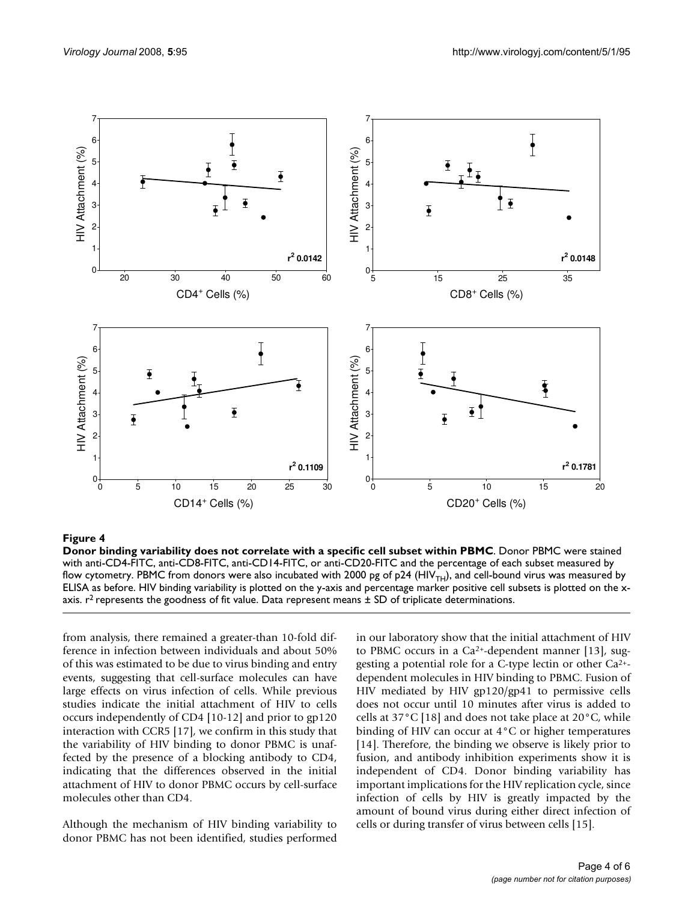**Figure 4**

**Donor binding variability does not correlate with a specific cell subset within PBMC**. Donor PBMC were stained with anti-CD4-FITC, anti-CD8-FITC, anti-CD14-FITC, or anti-CD20-FITC and the percentage of each subset measured by flow cytometry. PBMC from donors were also incubated with 2000 pg of p24 ($HIV_{TH}$), and cell-bound virus was measured by ELISA as before. HIV binding variability is plotted on the y-axis and percentage marker positive cell subsets is plotted on the x-axis. $r^2$ represents the goodness of fit value. Data represent means ± SD of triplicate determinations.

from analysis, there remained a greater-than 10-fold difference in infection between individuals and about 50% of this was estimated to be due to virus binding and entry events, suggesting that cell-surface molecules can have large effects on virus infection of cells. While previous studies indicate the initial attachment of HIV to cells occurs independently of CD4 [10-12] and prior to gp120 interaction with CCR5 [17], we confirm in this study that the variability of HIV binding to donor PBMC is unaffected by the presence of a blocking antibody to CD4, indicating that the differences observed in the initial attachment of HIV to donor PBMC occurs by cell-surface molecules other than CD4.

Although the mechanism of HIV binding variability to donor PBMC has not been identified, studies performed in our laboratory show that the initial attachment of HIV to PBMC occurs in a $Ca^{2+}$-dependent manner [13], suggesting a potential role for a C-type lectin or other $Ca^{2+}$-dependent molecules in HIV binding to PBMC. Fusion of HIV mediated by HIV gp120/gp41 to permissive cells does not occur until 10 minutes after virus is added to cells at 37°C [18] and does not take place at 20°C, while binding of HIV can occur at 4°C or higher temperatures [14]. Therefore, the binding we observe is likely prior to fusion, and antibody inhibition experiments show it is independent of CD4. Donor binding variability has important implications for the HIV replication cycle, since infection of cells by HIV is greatly impacted by the amount of bound virus during either direct infection of cells or during transfer of virus between cells [15].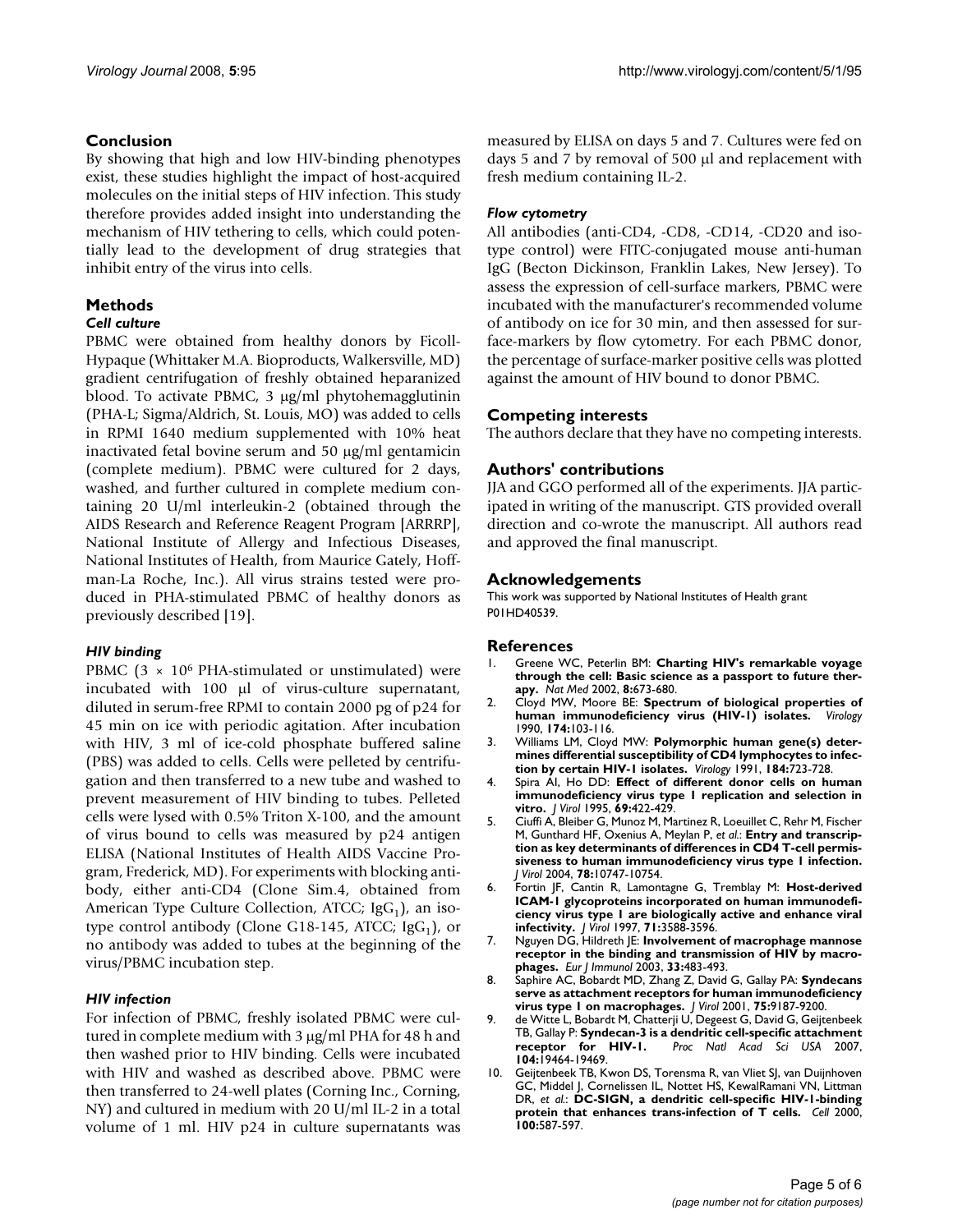## Conclusion

By showing that high and low HIV-binding phenotypes exist, these studies highlight the impact of host-acquired molecules on the initial steps of HIV infection. This study therefore provides added insight into understanding the mechanism of HIV tethering to cells, which could potentially lead to the development of drug strategies that inhibit entry of the virus into cells.

## Methods

### Cell culture

PBMC were obtained from healthy donors by Ficoll-Hypaque (Whittaker M.A. Bioproducts, Walkersville, MD) gradient centrifugation of freshly obtained heparanized blood. To activate PBMC, 3 μg/ml phytohemagglutinin (PHA-L; Sigma/Aldrich, St. Louis, MO) was added to cells in RPMI 1640 medium supplemented with 10% heat inactivated fetal bovine serum and 50 μg/ml gentamicin (complete medium). PBMC were cultured for 2 days, washed, and further cultured in complete medium containing 20 U/ml interleukin-2 (obtained through the AIDS Research and Reference Reagent Program [ARRRP], National Institute of Allergy and Infectious Diseases, National Institutes of Health, from Maurice Gately, Hoffman-La Roche, Inc.). All virus strains tested were produced in PHA-stimulated PBMC of healthy donors as previously described [19].

### HIV binding

PBMC ($3 \times 10^6$ PHA-stimulated or unstimulated) were incubated with 100 μl of virus-culture supernatant, diluted in serum-free RPMI to contain 2000 pg of p24 for 45 min on ice with periodic agitation. After incubation with HIV, 3 ml of ice-cold phosphate buffered saline (PBS) was added to cells. Cells were pelleted by centrifugation and then transferred to a new tube and washed to prevent measurement of HIV binding to tubes. Pelleted cells were lysed with 0.5% Triton X-100, and the amount of virus bound to cells was measured by p24 antigen ELISA (National Institutes of Health AIDS Vaccine Program, Frederick, MD). For experiments with blocking antibody, either anti-CD4 (Clone Sim.4, obtained from American Type Culture Collection, ATCC; $IgG_1$), an isotype control antibody (Clone G18-145, ATCC; $IgG_1$), or no antibody was added to tubes at the beginning of the virus/PBMC incubation step.

### HIV infection

For infection of PBMC, freshly isolated PBMC were cultured in complete medium with 3 μg/ml PHA for 48 h and then washed prior to HIV binding. Cells were incubated with HIV and washed as described above. PBMC were then transferred to 24-well plates (Corning Inc., Corning, NY) and cultured in medium with 20 U/ml IL-2 in a total volume of 1 ml. HIV p24 in culture supernatants was measured by ELISA on days 5 and 7. Cultures were fed on days 5 and 7 by removal of 500 μl and replacement with fresh medium containing IL-2.

### Flow cytometry

All antibodies (anti-CD4, -CD8, -CD14, -CD20 and isotype control) were FITC-conjugated mouse anti-human IgG (Becton Dickinson, Franklin Lakes, New Jersey). To assess the expression of cell-surface markers, PBMC were incubated with the manufacturer's recommended volume of antibody on ice for 30 min, and then assessed for surface-markers by flow cytometry. For each PBMC donor, the percentage of surface-marker positive cells was plotted against the amount of HIV bound to donor PBMC.

## Competing interests

The authors declare that they have no competing interests.

## Authors' contributions

JJA and GGO performed all of the experiments. JJA participated in writing of the manuscript. GTS provided overall direction and co-wrote the manuscript. All authors read and approved the final manuscript.

## Acknowledgements

This work was supported by National Institutes of Health grant P01HD40539.

## References

1. Greene WC, Peterlin BM: **Charting HIV's remarkable voyage through the cell: Basic science as a passport to future therapy.** *Nat Med* 2002, **8:**673-680.
2. Cloyd MW, Moore BE: **Spectrum of biological properties of human immunodeficiency virus (HIV-1) isolates.** *Virology* 1990, **174:**103-116.
3. Williams LM, Cloyd MW: **Polymorphic human gene(s) determines differential susceptibility of CD4 lymphocytes to infection by certain HIV-1 isolates.** *Virology* 1991, **184:**723-728.
4. Spira AI, Ho DD: **Effect of different donor cells on human immunodeficiency virus type 1 replication and selection in vitro.** *J Virol* 1995, **69:**422-429.
5. Ciuffi A, Bleiber G, Munoz M, Martinez R, Loeuillet C, Rehr M, Fischer M, Gunthard HF, Oxenius A, Meylan P, *et al.*: **Entry and transcription as key determinants of differences in CD4 T-cell permissiveness to human immunodeficiency virus type 1 infection.** *J Virol* 2004, **78:**10747-10754.
6. Fortin JF, Cantin R, Lamontagne G, Tremblay M: **Host-derived ICAM-1 glycoproteins incorporated on human immunodeficiency virus type 1 are biologically active and enhance viral infectivity.** *J Virol* 1997, **71:**3588-3596.
7. Nguyen DG, Hildreth JE: **Involvement of macrophage mannose receptor in the binding and transmission of HIV by macrophages.** *Eur J Immunol* 2003, **33:**483-493.
8. Saphire AC, Bobardt MD, Zhang Z, David G, Gallay PA: **Syndecans serve as attachment receptors for human immunodeficiency virus type 1 on macrophages.** *J Virol* 2001, **75:**9187-9200.
9. de Witte L, Bobardt M, Chatterji U, Degeest G, David G, Geijtenbeek TB, Gallay P: **Syndecan-3 is a dendritic cell-specific attachment receptor for HIV-1.** *Proc Natl Acad Sci USA* 2007, **104:**19464-19469.
10. Geijtenbeek TB, Kwon DS, Torensma R, van Vliet SJ, van Duijnhoven GC, Middel J, Cornelissen IL, Nottet HS, KewalRamani VN, Littman DR, *et al.*: **DC-SIGN, a dendritic cell-specific HIV-1-binding protein that enhances trans-infection of T cells.** *Cell* 2000, **100:**587-597.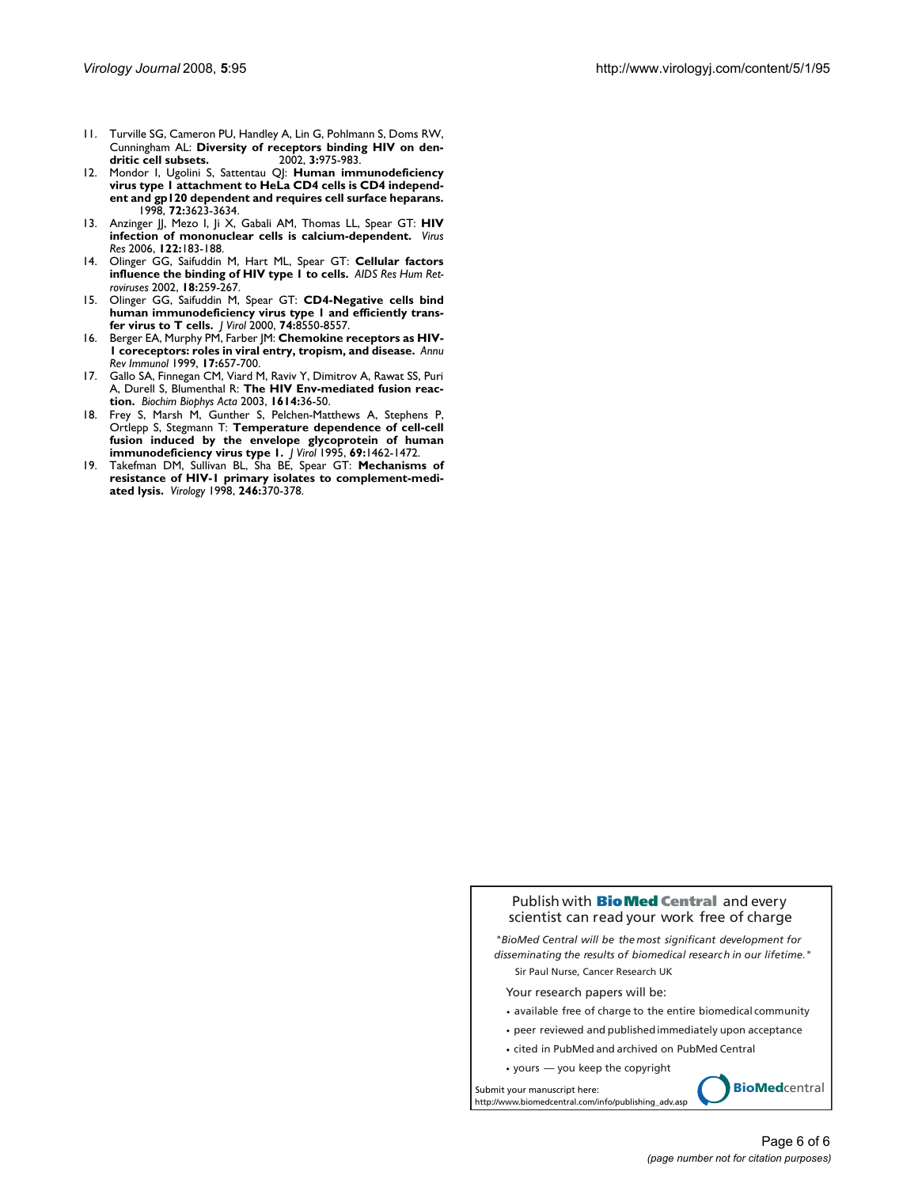11. Turville SG, Cameron PU, Handley A, Lin G, Pohlmann S, Doms RW, Cunningham AL: **Diversity of receptors binding HIV on dendritic cell subsets.** 2002, **3:**975-983.
12. Mondor I, Ugolini S, Sattentau QJ: **Human immunodeficiency virus type 1 attachment to HeLa CD4 cells is CD4 independent and gp120 dependent and requires cell surface heparans.** 1998, **72:**3623-3634.
13. Anzinger JJ, Mezo I, Ji X, Gabali AM, Thomas LL, Spear GT: **HIV infection of mononuclear cells is calcium-dependent.** *Virus Res* 2006, **122:**183-188.
14. Olinger GG, Saifuddin M, Hart ML, Spear GT: **Cellular factors influence the binding of HIV type 1 to cells.** *AIDS Res Hum Retroviruses* 2002, **18:**259-267.
15. Olinger GG, Saifuddin M, Spear GT: **CD4-Negative cells bind human immunodeficiency virus type 1 and efficiently transfer virus to T cells.** *J Virol* 2000, **74:**8550-8557.
16. Berger EA, Murphy PM, Farber JM: **Chemokine receptors as HIV-1 coreceptors: roles in viral entry, tropism, and disease.** *Annu Rev Immunol* 1999, **17:**657-700.
17. Gallo SA, Finnegan CM, Viard M, Raviv Y, Dimitrov A, Rawat SS, Puri A, Durell S, Blumenthal R: **The HIV Env-mediated fusion reaction.** *Biochim Biophys Acta* 2003, **1614:**36-50.
18. Frey S, Marsh M, Gunther S, Pelchen-Matthews A, Stephens P, Ortlepp S, Stegmann T: **Temperature dependence of cell-cell fusion induced by the envelope glycoprotein of human immunodeficiency virus type 1.** *J Virol* 1995, **69:**1462-1472.
19. Takefman DM, Sullivan BL, Sha BE, Spear GT: **Mechanisms of resistance of HIV-1 primary isolates to complement-mediated lysis.** *Virology* 1998, **246:**370-378.

Publish with **BioMed Central** and every scientist can read your work free of charge

*"BioMed Central will be the most significant development for disseminating the results of biomedical research in our lifetime."*

Sir Paul Nurse, Cancer Research UK

Your research papers will be:

- available free of charge to the entire biomedical community
- peer reviewed and published immediately upon acceptance
- cited in PubMed and archived on PubMed Central
- yours — you keep the copyright

Submit your manuscript here:
http://www.biomedcentral.com/info/publishing_adv.asp

BioMedcentral